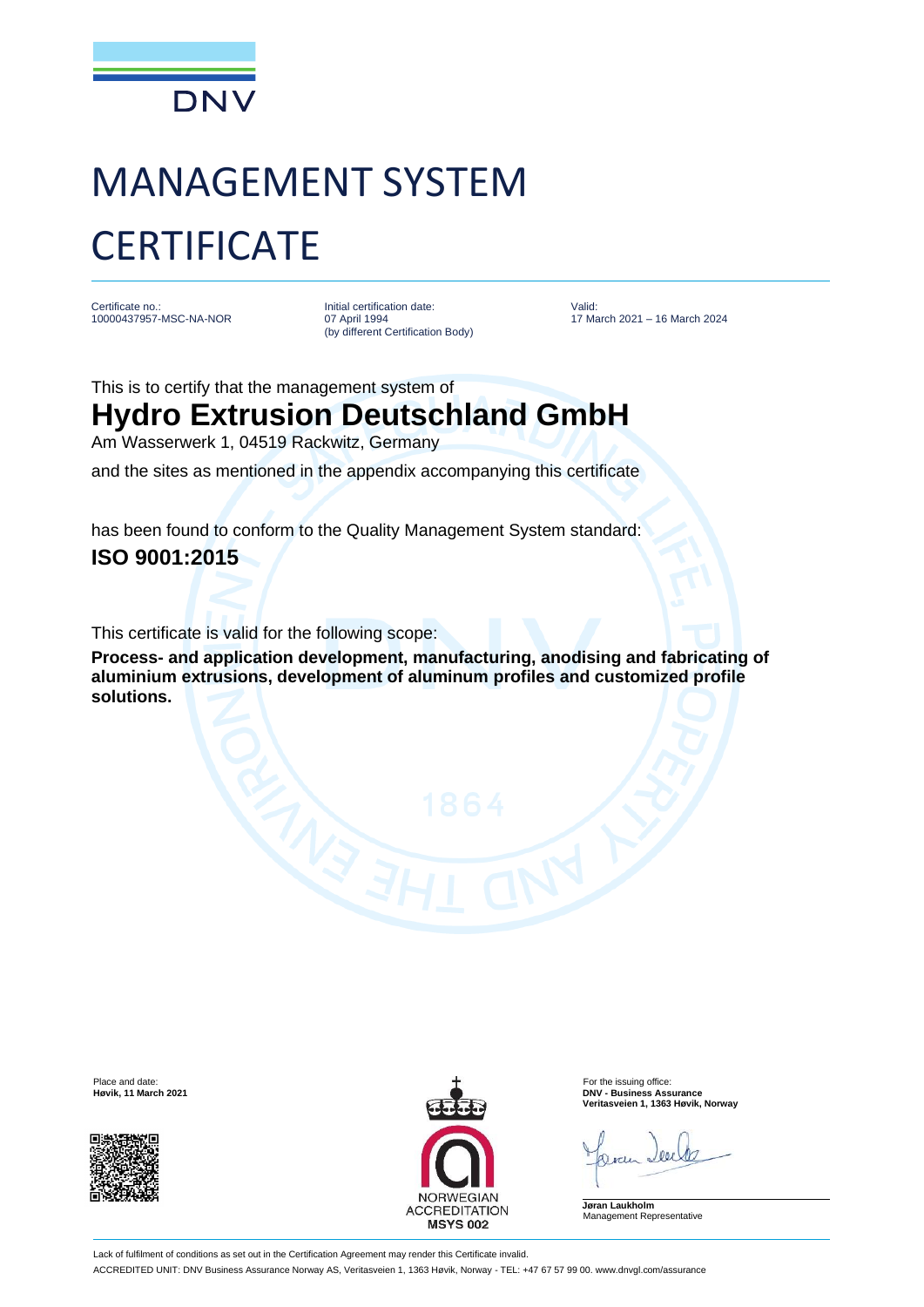DNV

# MANAGEMENT SYSTEM CERTIFICATE

Certificate no.:
10000437957-MSC-NA-NOR

Initial certification date:
07 April 1994
(by different Certification Body)

Valid:
17 March 2021 – 16 March 2024

This is to certify that the management system of

## Hydro Extrusion Deutschland GmbH

Am Wasserwerk 1, 04519 Rackwitz, Germany

and the sites as mentioned in the appendix accompanying this certificate

has been found to conform to the Quality Management System standard:

**ISO 9001:2015**

This certificate is valid for the following scope:

**Process- and application development, manufacturing, anodising and fabricating of aluminium extrusions, development of aluminum profiles and customized profile solutions.**

Place and date:
**Høvik, 11 March 2021**

NORWEGIAN ACCREDITATION
**MSYS 002**

For the issuing office:
**DNV - Business Assurance**
**Veritasveien 1, 1363 Høvik, Norway**

**Jøran Laukholm**
Management Representative

Lack of fulfilment of conditions as set out in the Certification Agreement may render this Certificate invalid.

ACCREDITED UNIT: DNV Business Assurance Norway AS, Veritasveien 1, 1363 Høvik, Norway - TEL: +47 67 57 99 00. www.dnvgl.com/assurance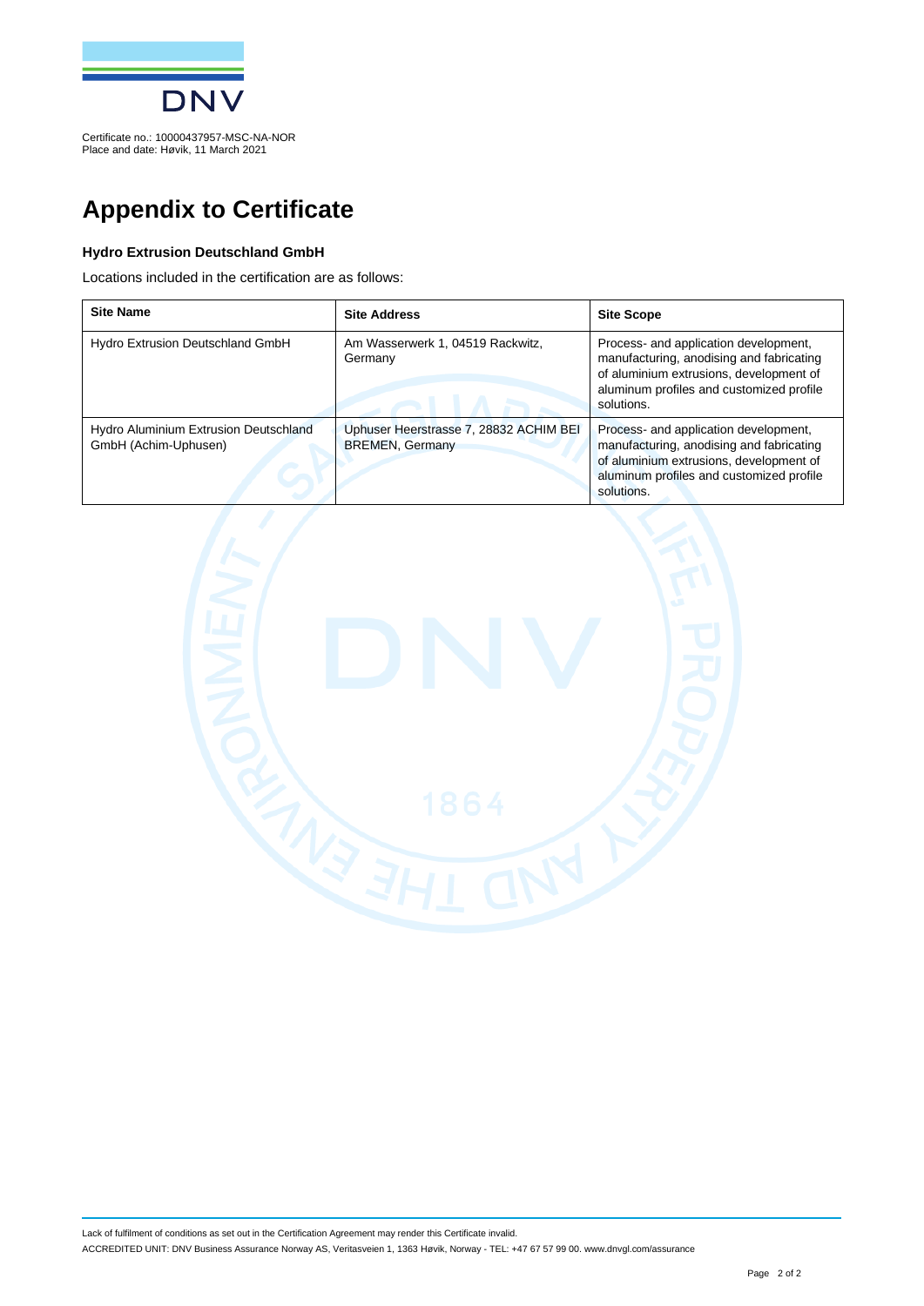Certificate no.: 10000437957-MSC-NA-NOR
Place and date: Høvik, 11 March 2021

# Appendix to Certificate

**Hydro Extrusion Deutschland GmbH**

Locations included in the certification are as follows:

| Site Name | Site Address | Site Scope |
| --- | --- | --- |
| Hydro Extrusion Deutschland GmbH | Am Wasserwerk 1, 04519 Rackwitz, Germany | Process- and application development, manufacturing, anodising and fabricating of aluminium extrusions, development of aluminum profiles and customized profile solutions. |
| Hydro Aluminium Extrusion Deutschland GmbH (Achim-Uphusen) | Uphuser Heerstrasse 7, 28832 ACHIM BEI BREMEN, Germany | Process- and application development, manufacturing, anodising and fabricating of aluminium extrusions, development of aluminum profiles and customized profile solutions. |

Lack of fulfilment of conditions as set out in the Certification Agreement may render this Certificate invalid.

ACCREDITED UNIT: DNV Business Assurance Norway AS, Veritasveien 1, 1363 Høvik, Norway - TEL: +47 67 57 99 00. www.dnvgl.com/assurance